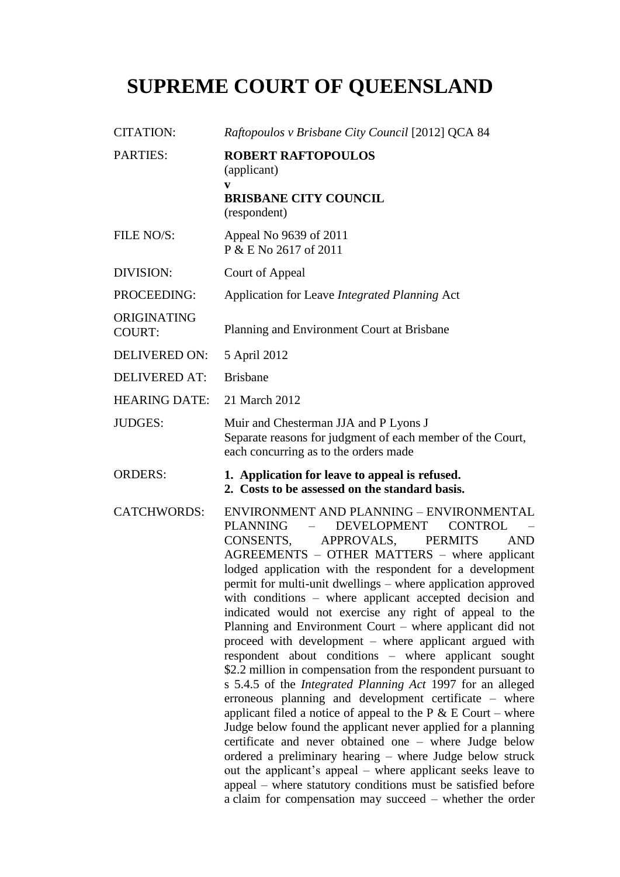# SUPREME COURT OF QUEENSLAND

| | |
|---|---|
| CITATION: | *Raftopoulos v Brisbane City Council* [2012] QCA 84 |
| PARTIES: | **ROBERT RAFTOPOULOS**<br>(applicant)<br>**v**<br>**BRISBANE CITY COUNCIL**<br>(respondent) |
| FILE NO/S: | Appeal No 9639 of 2011<br>P & E No 2617 of 2011 |
| DIVISION: | Court of Appeal |
| PROCEEDING: | Application for Leave *Integrated Planning* Act |
| ORIGINATING COURT: | Planning and Environment Court at Brisbane |
| DELIVERED ON: | 5 April 2012 |
| DELIVERED AT: | Brisbane |
| HEARING DATE: | 21 March 2012 |
| JUDGES: | Muir and Chesterman JJA and P Lyons J<br>Separate reasons for judgment of each member of the Court, each concurring as to the orders made |
| ORDERS: | **1. Application for leave to appeal is refused.**<br>**2. Costs to be assessed on the standard basis.** |
| CATCHWORDS: | ENVIRONMENT AND PLANNING – ENVIRONMENTAL PLANNING – DEVELOPMENT CONTROL – CONSENTS, APPROVALS, PERMITS AND AGREEMENTS – OTHER MATTERS – where applicant lodged application with the respondent for a development permit for multi-unit dwellings – where application approved with conditions – where applicant accepted decision and indicated would not exercise any right of appeal to the Planning and Environment Court – where applicant did not proceed with development – where applicant argued with respondent about conditions – where applicant sought \$2.2 million in compensation from the respondent pursuant to s 5.4.5 of the *Integrated Planning Act* 1997 for an alleged erroneous planning and development certificate – where applicant filed a notice of appeal to the P & E Court – where Judge below found the applicant never applied for a planning certificate and never obtained one – where Judge below ordered a preliminary hearing – where Judge below struck out the applicant's appeal – where applicant seeks leave to appeal – where statutory conditions must be satisfied before a claim for compensation may succeed – whether the order |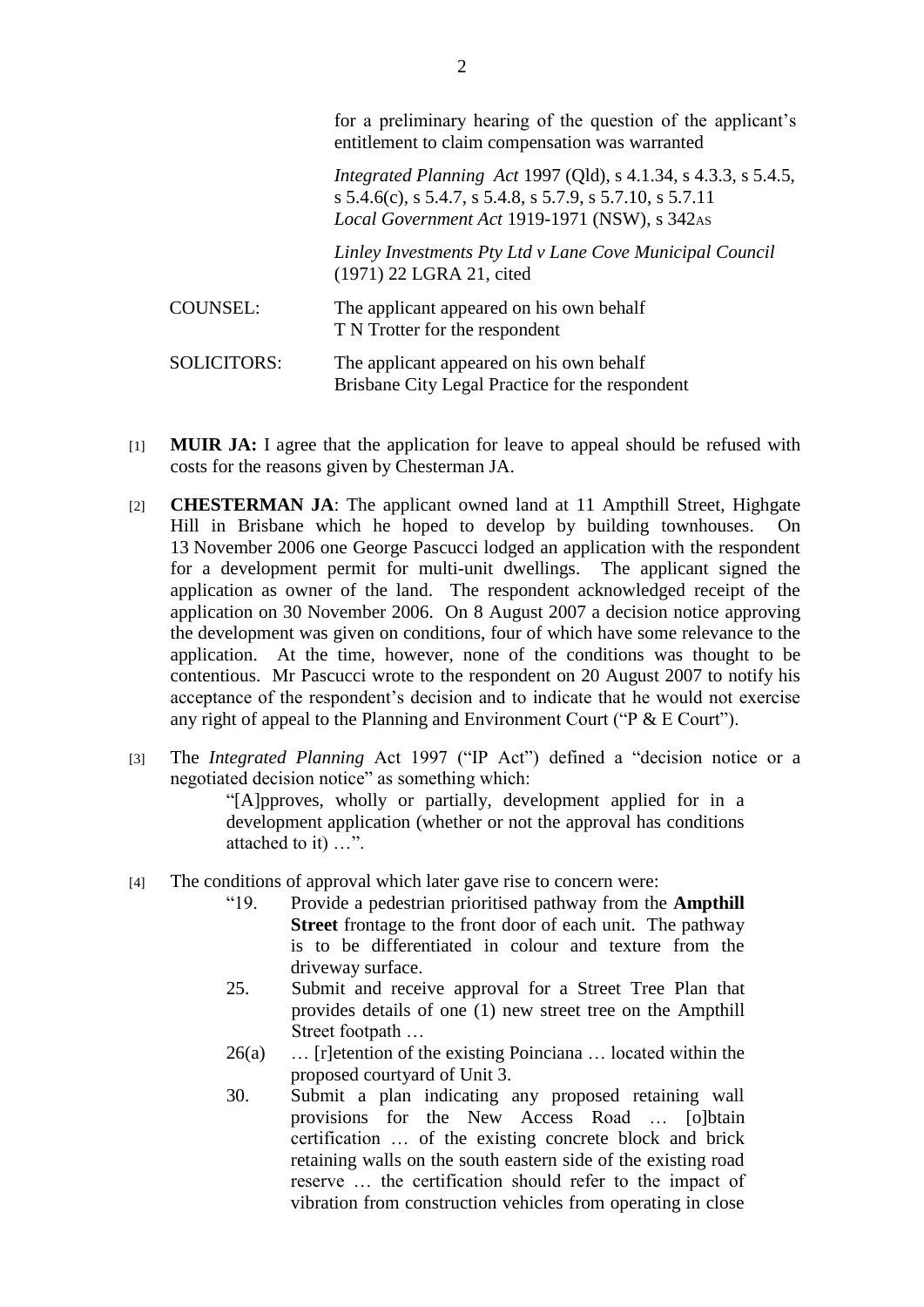for a preliminary hearing of the question of the applicant's entitlement to claim compensation was warranted

*Integrated Planning Act* 1997 (Qld), s 4.1.34, s 4.3.3, s 5.4.5, s 5.4.6(c), s 5.4.7, s 5.4.8, s 5.7.9, s 5.7.10, s 5.7.11
*Local Government Act* 1919-1971 (NSW), s 342AS

*Linley Investments Pty Ltd v Lane Cove Municipal Council* (1971) 22 LGRA 21, cited

| | |
|---|---|
| COUNSEL: | The applicant appeared on his own behalf<br>T N Trotter for the respondent |
| SOLICITORS: | The applicant appeared on his own behalf<br>Brisbane City Legal Practice for the respondent |

[1] **MUIR JA:** I agree that the application for leave to appeal should be refused with costs for the reasons given by Chesterman JA.

[2] **CHESTERMAN JA**: The applicant owned land at 11 Ampthill Street, Highgate Hill in Brisbane which he hoped to develop by building townhouses. On 13 November 2006 one George Pascucci lodged an application with the respondent for a development permit for multi-unit dwellings. The applicant signed the application as owner of the land. The respondent acknowledged receipt of the application on 30 November 2006. On 8 August 2007 a decision notice approving the development was given on conditions, four of which have some relevance to the application. At the time, however, none of the conditions was thought to be contentious. Mr Pascucci wrote to the respondent on 20 August 2007 to notify his acceptance of the respondent's decision and to indicate that he would not exercise any right of appeal to the Planning and Environment Court ("P & E Court").

[3] The *Integrated Planning* Act 1997 ("IP Act") defined a "decision notice or a negotiated decision notice" as something which:

> "[A]pproves, wholly or partially, development applied for in a development application (whether or not the approval has conditions attached to it) …".

[4] The conditions of approval which later gave rise to concern were:

> "19. Provide a pedestrian prioritised pathway from the **Ampthill Street** frontage to the front door of each unit. The pathway is to be differentiated in colour and texture from the driveway surface.
>
> 25. Submit and receive approval for a Street Tree Plan that provides details of one (1) new street tree on the Ampthill Street footpath …
>
> 26(a) … [r]etention of the existing Poinciana … located within the proposed courtyard of Unit 3.
>
> 30. Submit a plan indicating any proposed retaining wall provisions for the New Access Road … [o]btain certification … of the existing concrete block and brick retaining walls on the south eastern side of the existing road reserve … the certification should refer to the impact of vibration from construction vehicles from operating in close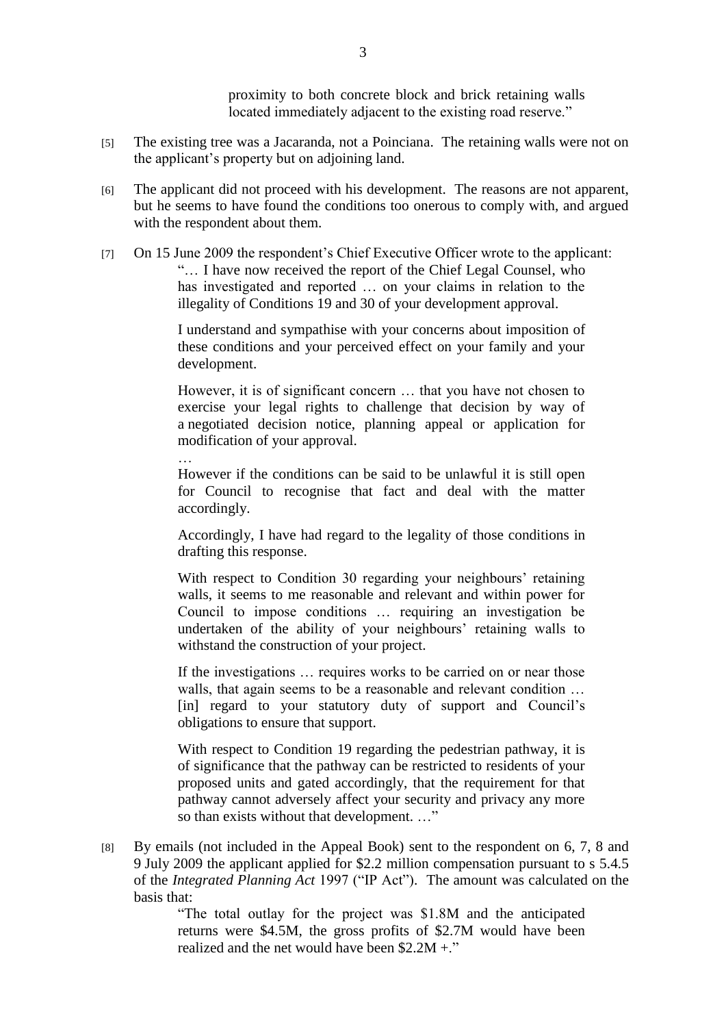> proximity to both concrete block and brick retaining walls located immediately adjacent to the existing road reserve."

[5] The existing tree was a Jacaranda, not a Poinciana. The retaining walls were not on the applicant's property but on adjoining land.

[6] The applicant did not proceed with his development. The reasons are not apparent, but he seems to have found the conditions too onerous to comply with, and argued with the respondent about them.

[7] On 15 June 2009 the respondent's Chief Executive Officer wrote to the applicant:

> "… I have now received the report of the Chief Legal Counsel, who has investigated and reported … on your claims in relation to the illegality of Conditions 19 and 30 of your development approval.
>
> I understand and sympathise with your concerns about imposition of these conditions and your perceived effect on your family and your development.
>
> However, it is of significant concern … that you have not chosen to exercise your legal rights to challenge that decision by way of a negotiated decision notice, planning appeal or application for modification of your approval.
>
> …
>
> However if the conditions can be said to be unlawful it is still open for Council to recognise that fact and deal with the matter accordingly.
>
> Accordingly, I have had regard to the legality of those conditions in drafting this response.
>
> With respect to Condition 30 regarding your neighbours' retaining walls, it seems to me reasonable and relevant and within power for Council to impose conditions … requiring an investigation be undertaken of the ability of your neighbours' retaining walls to withstand the construction of your project.
>
> If the investigations … requires works to be carried on or near those walls, that again seems to be a reasonable and relevant condition … [in] regard to your statutory duty of support and Council's obligations to ensure that support.
>
> With respect to Condition 19 regarding the pedestrian pathway, it is of significance that the pathway can be restricted to residents of your proposed units and gated accordingly, that the requirement for that pathway cannot adversely affect your security and privacy any more so than exists without that development. …"

[8] By emails (not included in the Appeal Book) sent to the respondent on 6, 7, 8 and 9 July 2009 the applicant applied for \$2.2 million compensation pursuant to s 5.4.5 of the *Integrated Planning Act* 1997 ("IP Act"). The amount was calculated on the basis that:

> "The total outlay for the project was \$1.8M and the anticipated returns were \$4.5M, the gross profits of \$2.7M would have been realized and the net would have been \$2.2M +."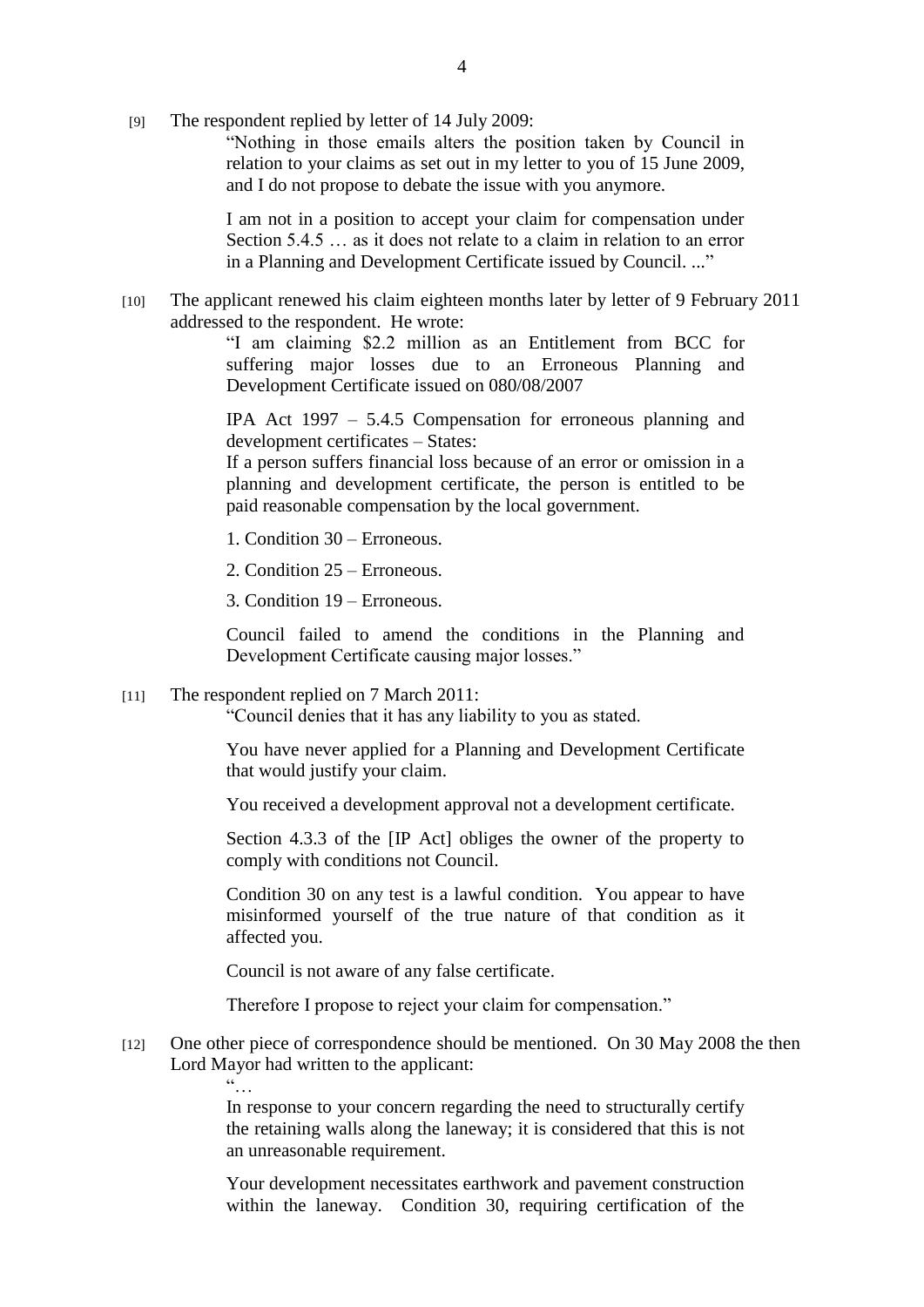[9] The respondent replied by letter of 14 July 2009:

> "Nothing in those emails alters the position taken by Council in relation to your claims as set out in my letter to you of 15 June 2009, and I do not propose to debate the issue with you anymore.
>
> I am not in a position to accept your claim for compensation under Section 5.4.5 … as it does not relate to a claim in relation to an error in a Planning and Development Certificate issued by Council. ..."

[10] The applicant renewed his claim eighteen months later by letter of 9 February 2011 addressed to the respondent. He wrote:

> "I am claiming \$2.2 million as an Entitlement from BCC for suffering major losses due to an Erroneous Planning and Development Certificate issued on 080/08/2007
>
> IPA Act 1997 – 5.4.5 Compensation for erroneous planning and development certificates – States:
> If a person suffers financial loss because of an error or omission in a planning and development certificate, the person is entitled to be paid reasonable compensation by the local government.
>
> 1. Condition 30 – Erroneous.
>
> 2. Condition 25 – Erroneous.
>
> 3. Condition 19 – Erroneous.
>
> Council failed to amend the conditions in the Planning and Development Certificate causing major losses."

[11] The respondent replied on 7 March 2011:

> "Council denies that it has any liability to you as stated.
>
> You have never applied for a Planning and Development Certificate that would justify your claim.
>
> You received a development approval not a development certificate.
>
> Section 4.3.3 of the [IP Act] obliges the owner of the property to comply with conditions not Council.
>
> Condition 30 on any test is a lawful condition. You appear to have misinformed yourself of the true nature of that condition as it affected you.
>
> Council is not aware of any false certificate.
>
> Therefore I propose to reject your claim for compensation."

[12] One other piece of correspondence should be mentioned. On 30 May 2008 the then Lord Mayor had written to the applicant:

> "…
> In response to your concern regarding the need to structurally certify the retaining walls along the laneway; it is considered that this is not an unreasonable requirement.
>
> Your development necessitates earthwork and pavement construction within the laneway. Condition 30, requiring certification of the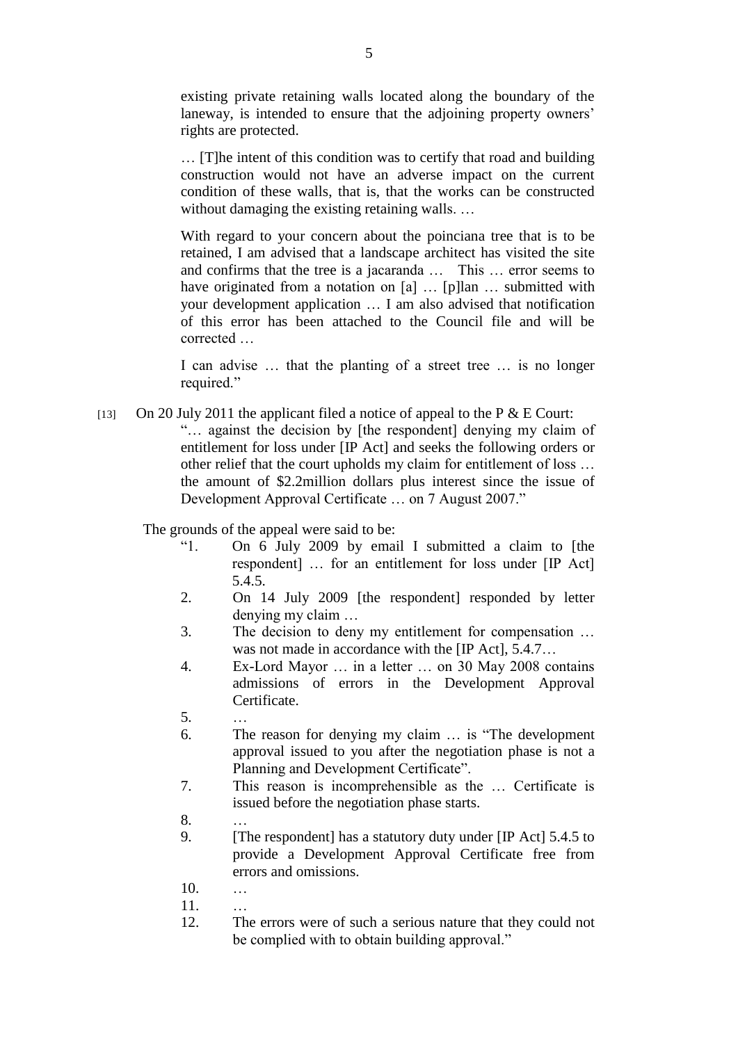existing private retaining walls located along the boundary of the laneway, is intended to ensure that the adjoining property owners' rights are protected.

… [T]he intent of this condition was to certify that road and building construction would not have an adverse impact on the current condition of these walls, that is, that the works can be constructed without damaging the existing retaining walls. …

With regard to your concern about the poinciana tree that is to be retained, I am advised that a landscape architect has visited the site and confirms that the tree is a jacaranda … This … error seems to have originated from a notation on [a] … [p]lan … submitted with your development application … I am also advised that notification of this error has been attached to the Council file and will be corrected …

I can advise … that the planting of a street tree … is no longer required."

[13] On 20 July 2011 the applicant filed a notice of appeal to the P & E Court:

"… against the decision by [the respondent] denying my claim of entitlement for loss under [IP Act] and seeks the following orders or other relief that the court upholds my claim for entitlement of loss … the amount of $2.2million dollars plus interest since the issue of Development Approval Certificate … on 7 August 2007."

The grounds of the appeal were said to be:

"1. On 6 July 2009 by email I submitted a claim to [the respondent] … for an entitlement for loss under [IP Act] 5.4.5.
2. On 14 July 2009 [the respondent] responded by letter denying my claim …
3. The decision to deny my entitlement for compensation … was not made in accordance with the [IP Act], 5.4.7…
4. Ex-Lord Mayor … in a letter … on 30 May 2008 contains admissions of errors in the Development Approval Certificate.
5. …
6. The reason for denying my claim … is "The development approval issued to you after the negotiation phase is not a Planning and Development Certificate".
7. This reason is incomprehensible as the … Certificate is issued before the negotiation phase starts.
8. …
9. [The respondent] has a statutory duty under [IP Act] 5.4.5 to provide a Development Approval Certificate free from errors and omissions.
10. …
11. …
12. The errors were of such a serious nature that they could not be complied with to obtain building approval."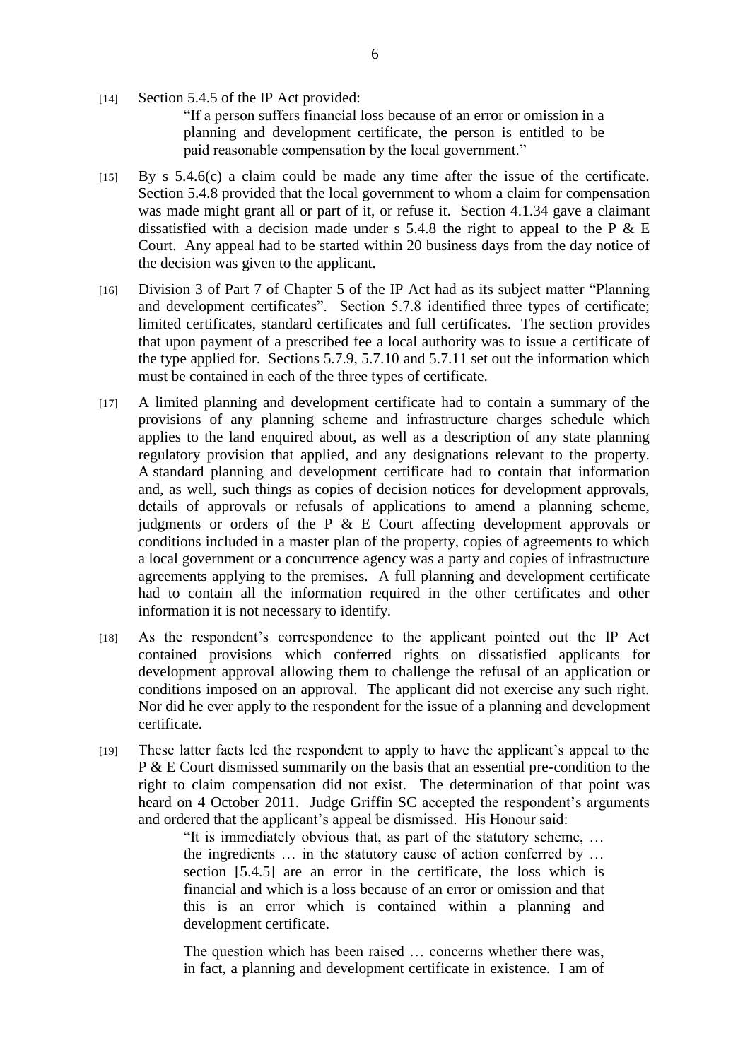[14] Section 5.4.5 of the IP Act provided:

> "If a person suffers financial loss because of an error or omission in a planning and development certificate, the person is entitled to be paid reasonable compensation by the local government."

[15] By s 5.4.6(c) a claim could be made any time after the issue of the certificate. Section 5.4.8 provided that the local government to whom a claim for compensation was made might grant all or part of it, or refuse it. Section 4.1.34 gave a claimant dissatisfied with a decision made under s 5.4.8 the right to appeal to the P & E Court. Any appeal had to be started within 20 business days from the day notice of the decision was given to the applicant.

[16] Division 3 of Part 7 of Chapter 5 of the IP Act had as its subject matter "Planning and development certificates". Section 5.7.8 identified three types of certificate; limited certificates, standard certificates and full certificates. The section provides that upon payment of a prescribed fee a local authority was to issue a certificate of the type applied for. Sections 5.7.9, 5.7.10 and 5.7.11 set out the information which must be contained in each of the three types of certificate.

[17] A limited planning and development certificate had to contain a summary of the provisions of any planning scheme and infrastructure charges schedule which applies to the land enquired about, as well as a description of any state planning regulatory provision that applied, and any designations relevant to the property. A standard planning and development certificate had to contain that information and, as well, such things as copies of decision notices for development approvals, details of approvals or refusals of applications to amend a planning scheme, judgments or orders of the P & E Court affecting development approvals or conditions included in a master plan of the property, copies of agreements to which a local government or a concurrence agency was a party and copies of infrastructure agreements applying to the premises. A full planning and development certificate had to contain all the information required in the other certificates and other information it is not necessary to identify.

[18] As the respondent's correspondence to the applicant pointed out the IP Act contained provisions which conferred rights on dissatisfied applicants for development approval allowing them to challenge the refusal of an application or conditions imposed on an approval. The applicant did not exercise any such right. Nor did he ever apply to the respondent for the issue of a planning and development certificate.

[19] These latter facts led the respondent to apply to have the applicant's appeal to the P & E Court dismissed summarily on the basis that an essential pre-condition to the right to claim compensation did not exist. The determination of that point was heard on 4 October 2011. Judge Griffin SC accepted the respondent's arguments and ordered that the applicant's appeal be dismissed. His Honour said:

> "It is immediately obvious that, as part of the statutory scheme, … the ingredients … in the statutory cause of action conferred by … section [5.4.5] are an error in the certificate, the loss which is financial and which is a loss because of an error or omission and that this is an error which is contained within a planning and development certificate.
>
> The question which has been raised … concerns whether there was, in fact, a planning and development certificate in existence. I am of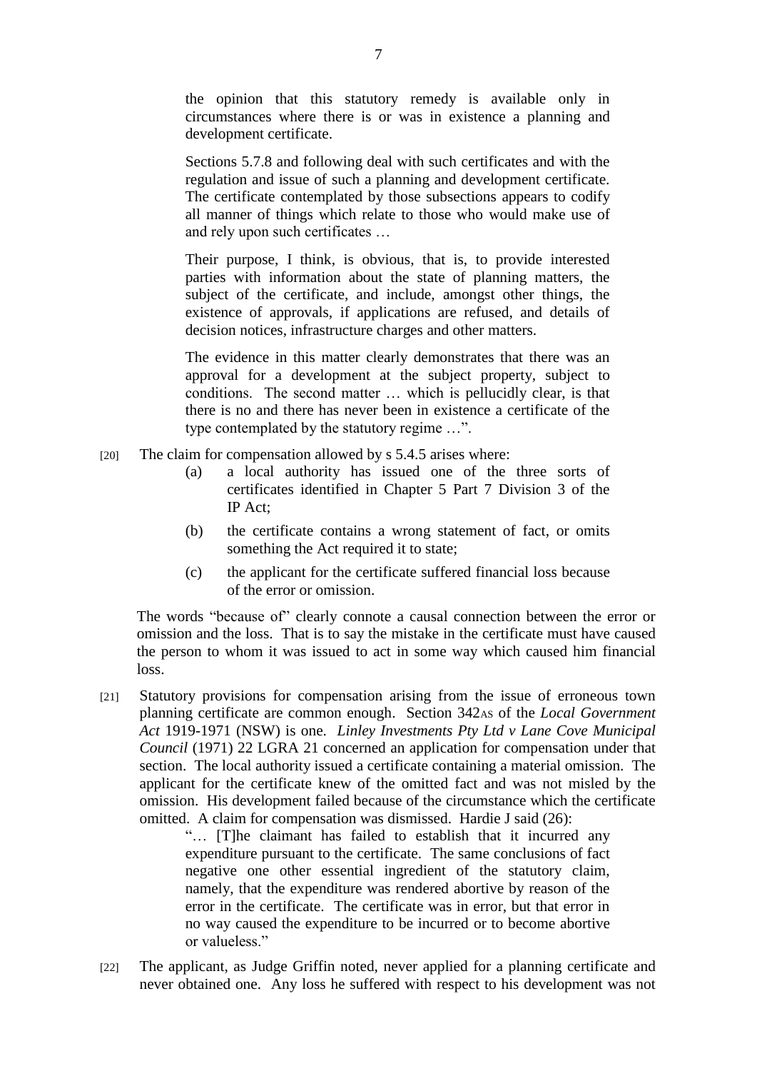> the opinion that this statutory remedy is available only in circumstances where there is or was in existence a planning and development certificate.
>
> Sections 5.7.8 and following deal with such certificates and with the regulation and issue of such a planning and development certificate. The certificate contemplated by those subsections appears to codify all manner of things which relate to those who would make use of and rely upon such certificates …
>
> Their purpose, I think, is obvious, that is, to provide interested parties with information about the state of planning matters, the subject of the certificate, and include, amongst other things, the existence of approvals, if applications are refused, and details of decision notices, infrastructure charges and other matters.
>
> The evidence in this matter clearly demonstrates that there was an approval for a development at the subject property, subject to conditions. The second matter … which is pellucidly clear, is that there is no and there has never been in existence a certificate of the type contemplated by the statutory regime …".

[20] The claim for compensation allowed by s 5.4.5 arises where:

(a) a local authority has issued one of the three sorts of certificates identified in Chapter 5 Part 7 Division 3 of the IP Act;

(b) the certificate contains a wrong statement of fact, or omits something the Act required it to state;

(c) the applicant for the certificate suffered financial loss because of the error or omission.

The words "because of" clearly connote a causal connection between the error or omission and the loss. That is to say the mistake in the certificate must have caused the person to whom it was issued to act in some way which caused him financial loss.

[21] Statutory provisions for compensation arising from the issue of erroneous town planning certificate are common enough. Section 342AS of the *Local Government Act* 1919-1971 (NSW) is one. *Linley Investments Pty Ltd v Lane Cove Municipal Council* (1971) 22 LGRA 21 concerned an application for compensation under that section. The local authority issued a certificate containing a material omission. The applicant for the certificate knew of the omitted fact and was not misled by the omission. His development failed because of the circumstance which the certificate omitted. A claim for compensation was dismissed. Hardie J said (26):

> "… [T]he claimant has failed to establish that it incurred any expenditure pursuant to the certificate. The same conclusions of fact negative one other essential ingredient of the statutory claim, namely, that the expenditure was rendered abortive by reason of the error in the certificate. The certificate was in error, but that error in no way caused the expenditure to be incurred or to become abortive or valueless."

[22] The applicant, as Judge Griffin noted, never applied for a planning certificate and never obtained one. Any loss he suffered with respect to his development was not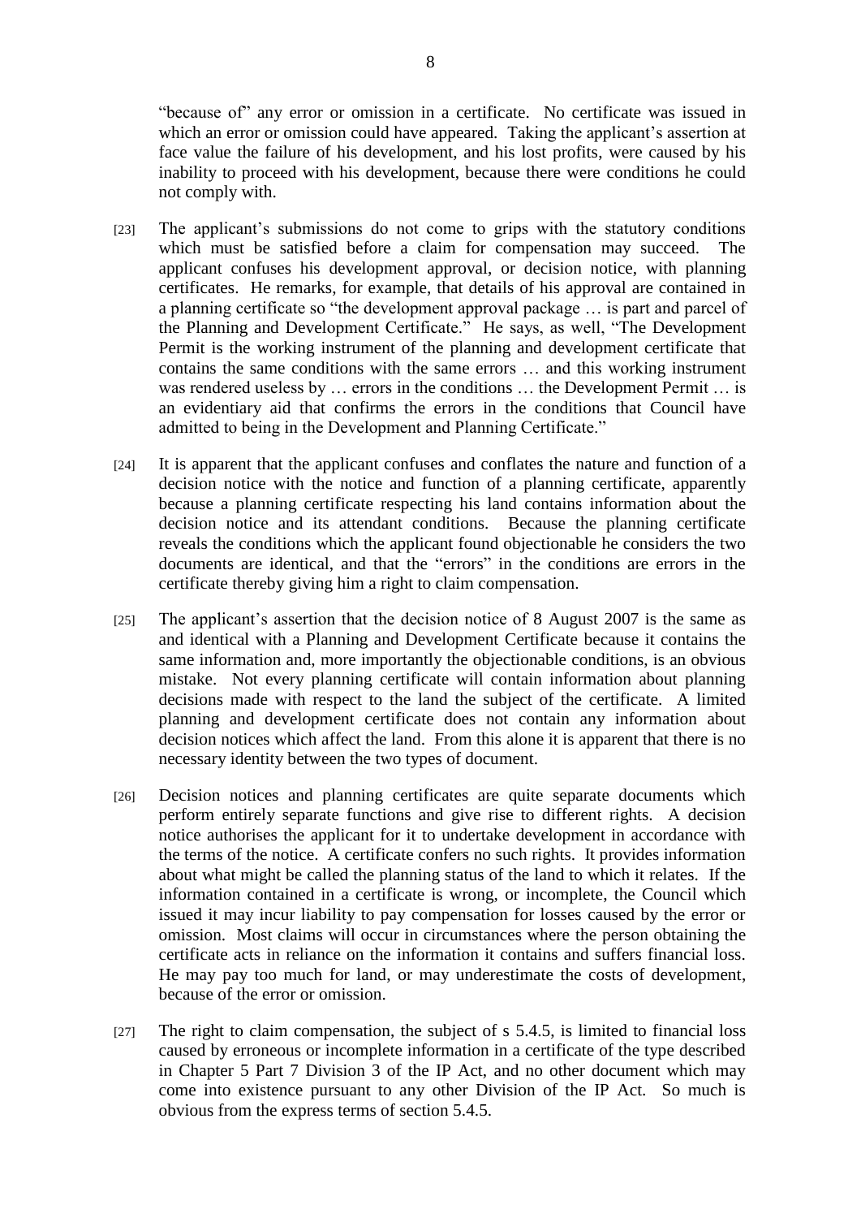"because of" any error or omission in a certificate. No certificate was issued in which an error or omission could have appeared. Taking the applicant's assertion at face value the failure of his development, and his lost profits, were caused by his inability to proceed with his development, because there were conditions he could not comply with.

[23] The applicant's submissions do not come to grips with the statutory conditions which must be satisfied before a claim for compensation may succeed. The applicant confuses his development approval, or decision notice, with planning certificates. He remarks, for example, that details of his approval are contained in a planning certificate so "the development approval package … is part and parcel of the Planning and Development Certificate." He says, as well, "The Development Permit is the working instrument of the planning and development certificate that contains the same conditions with the same errors … and this working instrument was rendered useless by … errors in the conditions … the Development Permit … is an evidentiary aid that confirms the errors in the conditions that Council have admitted to being in the Development and Planning Certificate."

[24] It is apparent that the applicant confuses and conflates the nature and function of a decision notice with the notice and function of a planning certificate, apparently because a planning certificate respecting his land contains information about the decision notice and its attendant conditions. Because the planning certificate reveals the conditions which the applicant found objectionable he considers the two documents are identical, and that the "errors" in the conditions are errors in the certificate thereby giving him a right to claim compensation.

[25] The applicant's assertion that the decision notice of 8 August 2007 is the same as and identical with a Planning and Development Certificate because it contains the same information and, more importantly the objectionable conditions, is an obvious mistake. Not every planning certificate will contain information about planning decisions made with respect to the land the subject of the certificate. A limited planning and development certificate does not contain any information about decision notices which affect the land. From this alone it is apparent that there is no necessary identity between the two types of document.

[26] Decision notices and planning certificates are quite separate documents which perform entirely separate functions and give rise to different rights. A decision notice authorises the applicant for it to undertake development in accordance with the terms of the notice. A certificate confers no such rights. It provides information about what might be called the planning status of the land to which it relates. If the information contained in a certificate is wrong, or incomplete, the Council which issued it may incur liability to pay compensation for losses caused by the error or omission. Most claims will occur in circumstances where the person obtaining the certificate acts in reliance on the information it contains and suffers financial loss. He may pay too much for land, or may underestimate the costs of development, because of the error or omission.

[27] The right to claim compensation, the subject of s 5.4.5, is limited to financial loss caused by erroneous or incomplete information in a certificate of the type described in Chapter 5 Part 7 Division 3 of the IP Act, and no other document which may come into existence pursuant to any other Division of the IP Act. So much is obvious from the express terms of section 5.4.5.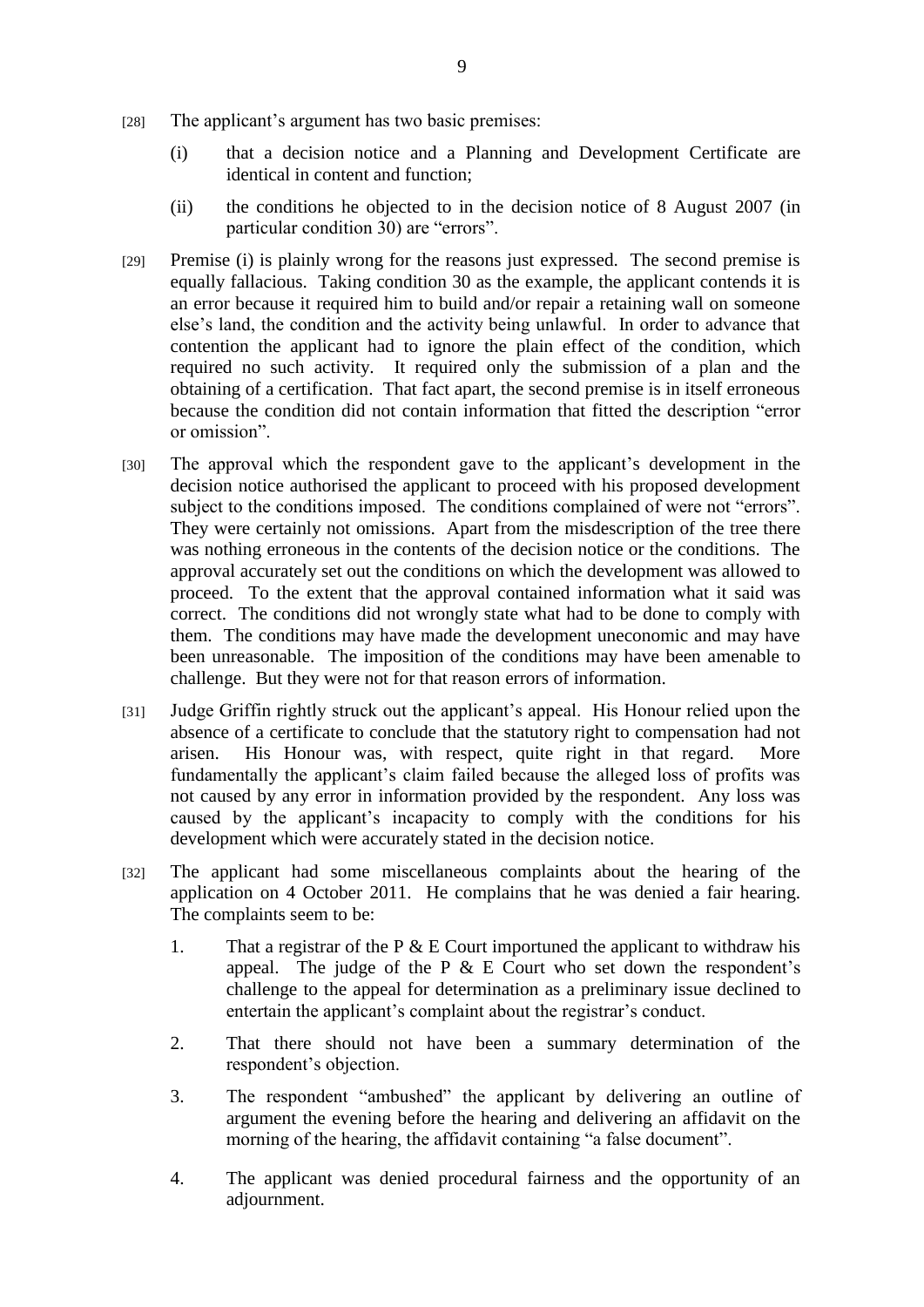[28] The applicant's argument has two basic premises:

(i) that a decision notice and a Planning and Development Certificate are identical in content and function;

(ii) the conditions he objected to in the decision notice of 8 August 2007 (in particular condition 30) are "errors".

[29] Premise (i) is plainly wrong for the reasons just expressed. The second premise is equally fallacious. Taking condition 30 as the example, the applicant contends it is an error because it required him to build and/or repair a retaining wall on someone else's land, the condition and the activity being unlawful. In order to advance that contention the applicant had to ignore the plain effect of the condition, which required no such activity. It required only the submission of a plan and the obtaining of a certification. That fact apart, the second premise is in itself erroneous because the condition did not contain information that fitted the description "error or omission".

[30] The approval which the respondent gave to the applicant's development in the decision notice authorised the applicant to proceed with his proposed development subject to the conditions imposed. The conditions complained of were not "errors". They were certainly not omissions. Apart from the misdescription of the tree there was nothing erroneous in the contents of the decision notice or the conditions. The approval accurately set out the conditions on which the development was allowed to proceed. To the extent that the approval contained information what it said was correct. The conditions did not wrongly state what had to be done to comply with them. The conditions may have made the development uneconomic and may have been unreasonable. The imposition of the conditions may have been amenable to challenge. But they were not for that reason errors of information.

[31] Judge Griffin rightly struck out the applicant's appeal. His Honour relied upon the absence of a certificate to conclude that the statutory right to compensation had not arisen. His Honour was, with respect, quite right in that regard. More fundamentally the applicant's claim failed because the alleged loss of profits was not caused by any error in information provided by the respondent. Any loss was caused by the applicant's incapacity to comply with the conditions for his development which were accurately stated in the decision notice.

[32] The applicant had some miscellaneous complaints about the hearing of the application on 4 October 2011. He complains that he was denied a fair hearing. The complaints seem to be:

1. That a registrar of the P & E Court importuned the applicant to withdraw his appeal. The judge of the P & E Court who set down the respondent's challenge to the appeal for determination as a preliminary issue declined to entertain the applicant's complaint about the registrar's conduct.

2. That there should not have been a summary determination of the respondent's objection.

3. The respondent "ambushed" the applicant by delivering an outline of argument the evening before the hearing and delivering an affidavit on the morning of the hearing, the affidavit containing "a false document".

4. The applicant was denied procedural fairness and the opportunity of an adjournment.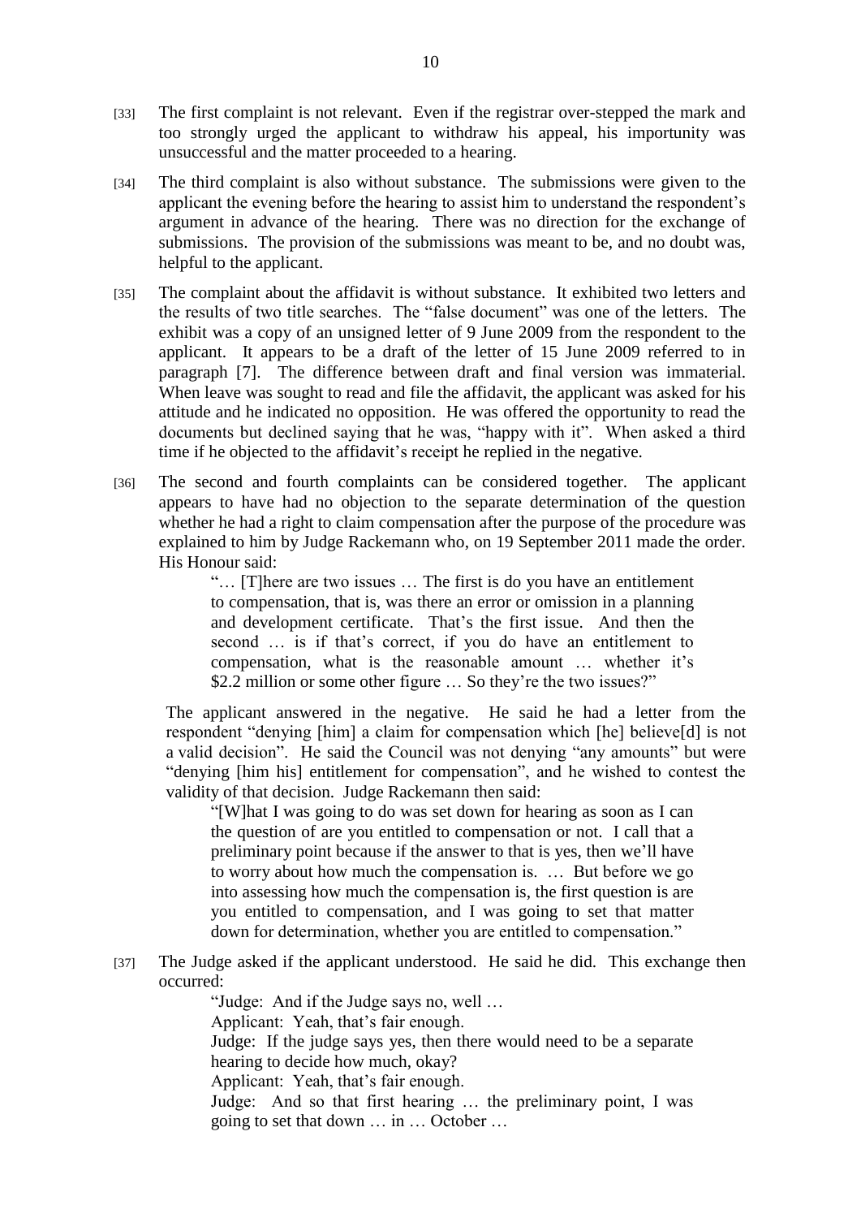[33] The first complaint is not relevant. Even if the registrar over-stepped the mark and too strongly urged the applicant to withdraw his appeal, his importunity was unsuccessful and the matter proceeded to a hearing.

[34] The third complaint is also without substance. The submissions were given to the applicant the evening before the hearing to assist him to understand the respondent's argument in advance of the hearing. There was no direction for the exchange of submissions. The provision of the submissions was meant to be, and no doubt was, helpful to the applicant.

[35] The complaint about the affidavit is without substance. It exhibited two letters and the results of two title searches. The "false document" was one of the letters. The exhibit was a copy of an unsigned letter of 9 June 2009 from the respondent to the applicant. It appears to be a draft of the letter of 15 June 2009 referred to in paragraph [7]. The difference between draft and final version was immaterial. When leave was sought to read and file the affidavit, the applicant was asked for his attitude and he indicated no opposition. He was offered the opportunity to read the documents but declined saying that he was, "happy with it". When asked a third time if he objected to the affidavit's receipt he replied in the negative.

[36] The second and fourth complaints can be considered together. The applicant appears to have had no objection to the separate determination of the question whether he had a right to claim compensation after the purpose of the procedure was explained to him by Judge Rackemann who, on 19 September 2011 made the order. His Honour said:

> "… [T]here are two issues … The first is do you have an entitlement to compensation, that is, was there an error or omission in a planning and development certificate. That's the first issue. And then the second … is if that's correct, if you do have an entitlement to compensation, what is the reasonable amount … whether it's $2.2 million or some other figure … So they're the two issues?"

The applicant answered in the negative. He said he had a letter from the respondent "denying [him] a claim for compensation which [he] believe[d] is not a valid decision". He said the Council was not denying "any amounts" but were "denying [him his] entitlement for compensation", and he wished to contest the validity of that decision. Judge Rackemann then said:

> "[W]hat I was going to do was set down for hearing as soon as I can the question of are you entitled to compensation or not. I call that a preliminary point because if the answer to that is yes, then we'll have to worry about how much the compensation is. … But before we go into assessing how much the compensation is, the first question is are you entitled to compensation, and I was going to set that matter down for determination, whether you are entitled to compensation."

[37] The Judge asked if the applicant understood. He said he did. This exchange then occurred:

> "Judge: And if the Judge says no, well …
>
> Applicant: Yeah, that's fair enough.
>
> Judge: If the judge says yes, then there would need to be a separate hearing to decide how much, okay?
>
> Applicant: Yeah, that's fair enough.
>
> Judge: And so that first hearing … the preliminary point, I was going to set that down … in … October …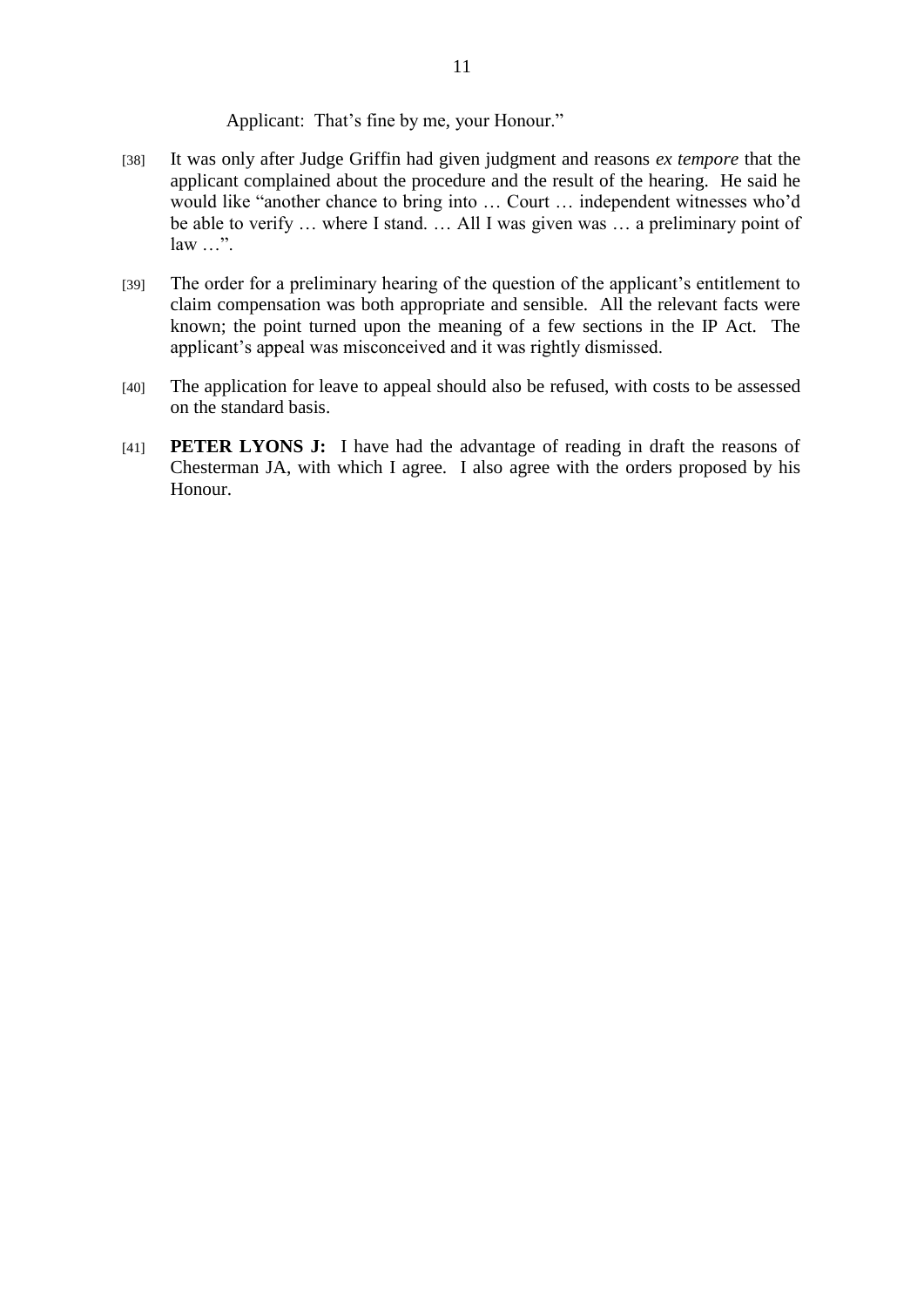Applicant: That's fine by me, your Honour."

[38] It was only after Judge Griffin had given judgment and reasons *ex tempore* that the applicant complained about the procedure and the result of the hearing. He said he would like "another chance to bring into … Court … independent witnesses who'd be able to verify … where I stand. … All I was given was … a preliminary point of law …".

[39] The order for a preliminary hearing of the question of the applicant's entitlement to claim compensation was both appropriate and sensible. All the relevant facts were known; the point turned upon the meaning of a few sections in the IP Act. The applicant's appeal was misconceived and it was rightly dismissed.

[40] The application for leave to appeal should also be refused, with costs to be assessed on the standard basis.

[41] **PETER LYONS J:** I have had the advantage of reading in draft the reasons of Chesterman JA, with which I agree. I also agree with the orders proposed by his Honour.